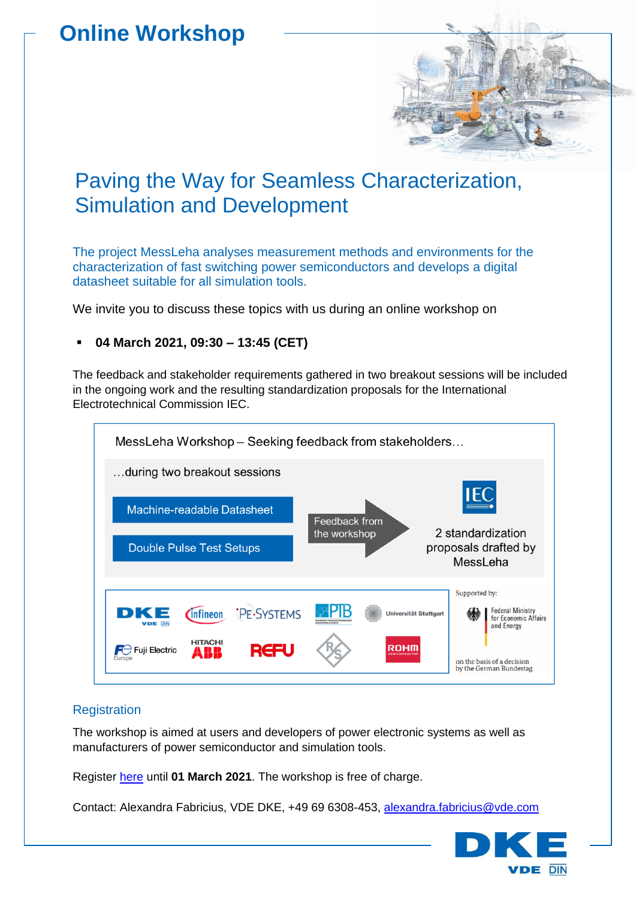# Online Workshop

## Paving the Way for Seamless Characterization, Simulation and Development

The project MessLeha analyses measurement methods and environments for the characterization of fast switching power semiconductors and develops a digital datasheet suitable for all simulation tools.

We invite you to discuss these topics with us during an online workshop on

- **04 March 2021, 09:30 – 13:45 (CET)**

The feedback and stakeholder requirements gathered in two breakout sessions will be included in the ongoing work and the resulting standardization proposals for the International Electrotechnical Commission IEC.

MessLeha Workshop – Seeking feedback from stakeholders…

…during two breakout sessions

- Machine-readable Datasheet
- Double Pulse Test Setups

Feedback from the workshop → 2 standardization proposals drafted by MessLeha (IEC)

DKE VDE DIN, Infineon, PE-SYSTEMS, PTB, Universität Stuttgart, Fuji Electric Europe, HITACHI ABB, REFU, R&S, ROHM Semiconductor

Supported by: Federal Ministry for Economic Affairs and Energy

on the basis of a decision by the German Bundestag

### Registration

The workshop is aimed at users and developers of power electronic systems as well as manufacturers of power semiconductor and simulation tools.

Register here until **01 March 2021**. The workshop is free of charge.

Contact: Alexandra Fabricius, VDE DKE, +49 69 6308-453, alexandra.fabricius@vde.com

DKE VDE DIN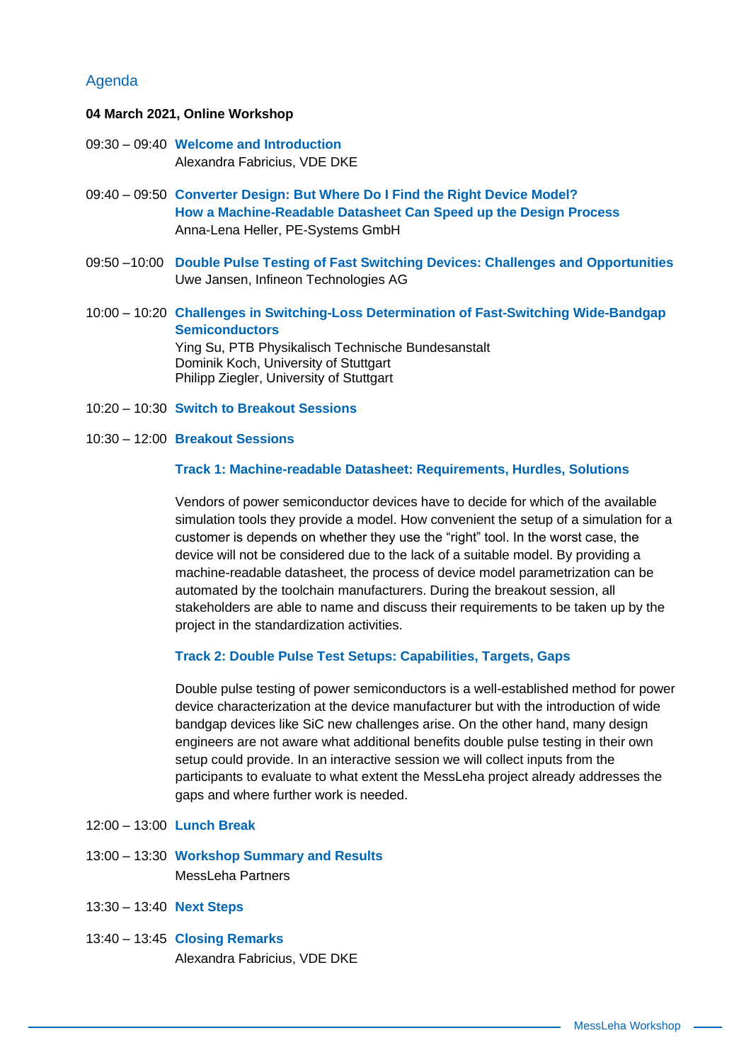## Agenda

**04 March 2021, Online Workshop**

09:30 – 09:40 **Welcome and Introduction**
Alexandra Fabricius, VDE DKE

09:40 – 09:50 **Converter Design: But Where Do I Find the Right Device Model? How a Machine-Readable Datasheet Can Speed up the Design Process**
Anna-Lena Heller, PE-Systems GmbH

09:50 –10:00 **Double Pulse Testing of Fast Switching Devices: Challenges and Opportunities**
Uwe Jansen, Infineon Technologies AG

10:00 – 10:20 **Challenges in Switching-Loss Determination of Fast-Switching Wide-Bandgap Semiconductors**
Ying Su, PTB Physikalisch Technische Bundesanstalt
Dominik Koch, University of Stuttgart
Philipp Ziegler, University of Stuttgart

10:20 – 10:30 **Switch to Breakout Sessions**

10:30 – 12:00 **Breakout Sessions**

**Track 1: Machine-readable Datasheet: Requirements, Hurdles, Solutions**

Vendors of power semiconductor devices have to decide for which of the available simulation tools they provide a model. How convenient the setup of a simulation for a customer is depends on whether they use the "right" tool. In the worst case, the device will not be considered due to the lack of a suitable model. By providing a machine-readable datasheet, the process of device model parametrization can be automated by the toolchain manufacturers. During the breakout session, all stakeholders are able to name and discuss their requirements to be taken up by the project in the standardization activities.

**Track 2: Double Pulse Test Setups: Capabilities, Targets, Gaps**

Double pulse testing of power semiconductors is a well-established method for power device characterization at the device manufacturer but with the introduction of wide bandgap devices like SiC new challenges arise. On the other hand, many design engineers are not aware what additional benefits double pulse testing in their own setup could provide. In an interactive session we will collect inputs from the participants to evaluate to what extent the MessLeha project already addresses the gaps and where further work is needed.

12:00 – 13:00 **Lunch Break**

13:00 – 13:30 **Workshop Summary and Results**
MessLeha Partners

13:30 – 13:40 **Next Steps**

13:40 – 13:45 **Closing Remarks**
Alexandra Fabricius, VDE DKE